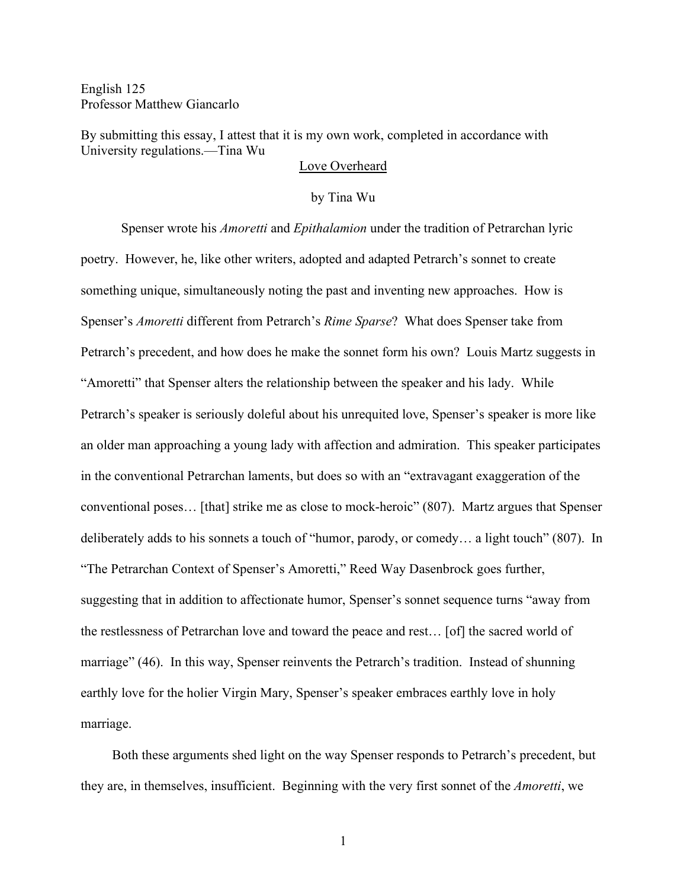English 125
Professor Matthew Giancarlo

By submitting this essay, I attest that it is my own work, completed in accordance with University regulations.—Tina Wu

# Love Overheard

by Tina Wu

Spenser wrote his *Amoretti* and *Epithalamion* under the tradition of Petrarchan lyric poetry. However, he, like other writers, adopted and adapted Petrarch's sonnet to create something unique, simultaneously noting the past and inventing new approaches. How is Spenser's *Amoretti* different from Petrarch's *Rime Sparse*? What does Spenser take from Petrarch's precedent, and how does he make the sonnet form his own? Louis Martz suggests in "Amoretti" that Spenser alters the relationship between the speaker and his lady. While Petrarch's speaker is seriously doleful about his unrequited love, Spenser's speaker is more like an older man approaching a young lady with affection and admiration. This speaker participates in the conventional Petrarchan laments, but does so with an "extravagant exaggeration of the conventional poses… [that] strike me as close to mock-heroic" (807). Martz argues that Spenser deliberately adds to his sonnets a touch of "humor, parody, or comedy… a light touch" (807). In "The Petrarchan Context of Spenser's Amoretti," Reed Way Dasenbrock goes further, suggesting that in addition to affectionate humor, Spenser's sonnet sequence turns "away from the restlessness of Petrarchan love and toward the peace and rest… [of] the sacred world of marriage" (46). In this way, Spenser reinvents the Petrarch's tradition. Instead of shunning earthly love for the holier Virgin Mary, Spenser's speaker embraces earthly love in holy marriage.

Both these arguments shed light on the way Spenser responds to Petrarch's precedent, but they are, in themselves, insufficient. Beginning with the very first sonnet of the *Amoretti*, we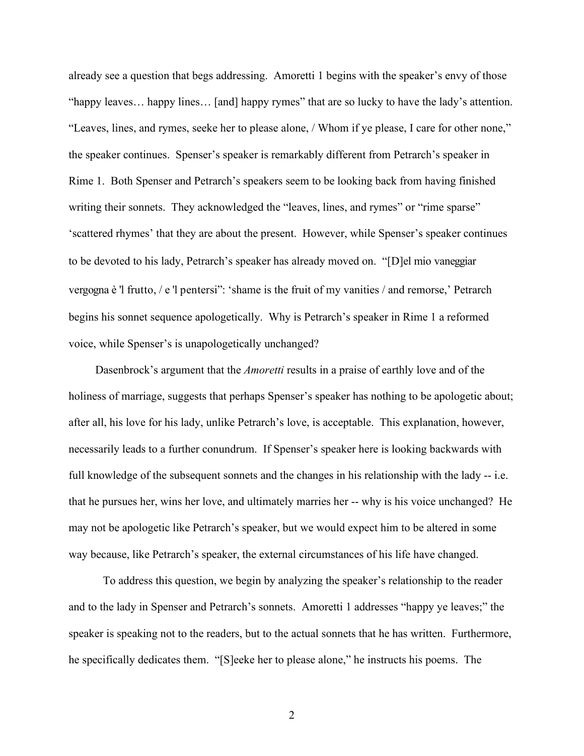already see a question that begs addressing. Amoretti 1 begins with the speaker's envy of those "happy leaves… happy lines… [and] happy rymes" that are so lucky to have the lady's attention. "Leaves, lines, and rymes, seeke her to please alone, / Whom if ye please, I care for other none," the speaker continues. Spenser's speaker is remarkably different from Petrarch's speaker in Rime 1. Both Spenser and Petrarch's speakers seem to be looking back from having finished writing their sonnets. They acknowledged the "leaves, lines, and rymes" or "rime sparse" 'scattered rhymes' that they are about the present. However, while Spenser's speaker continues to be devoted to his lady, Petrarch's speaker has already moved on. "[D]el mio vaneggiar vergogna è 'l frutto, / e 'l pentersi": 'shame is the fruit of my vanities / and remorse,' Petrarch begins his sonnet sequence apologetically. Why is Petrarch's speaker in Rime 1 a reformed voice, while Spenser's is unapologetically unchanged?

Dasenbrock's argument that the *Amoretti* results in a praise of earthly love and of the holiness of marriage, suggests that perhaps Spenser's speaker has nothing to be apologetic about; after all, his love for his lady, unlike Petrarch's love, is acceptable. This explanation, however, necessarily leads to a further conundrum. If Spenser's speaker here is looking backwards with full knowledge of the subsequent sonnets and the changes in his relationship with the lady -- i.e. that he pursues her, wins her love, and ultimately marries her -- why is his voice unchanged? He may not be apologetic like Petrarch's speaker, but we would expect him to be altered in some way because, like Petrarch's speaker, the external circumstances of his life have changed.

To address this question, we begin by analyzing the speaker's relationship to the reader and to the lady in Spenser and Petrarch's sonnets. Amoretti 1 addresses "happy ye leaves;" the speaker is speaking not to the readers, but to the actual sonnets that he has written. Furthermore, he specifically dedicates them. "[S]eeke her to please alone," he instructs his poems. The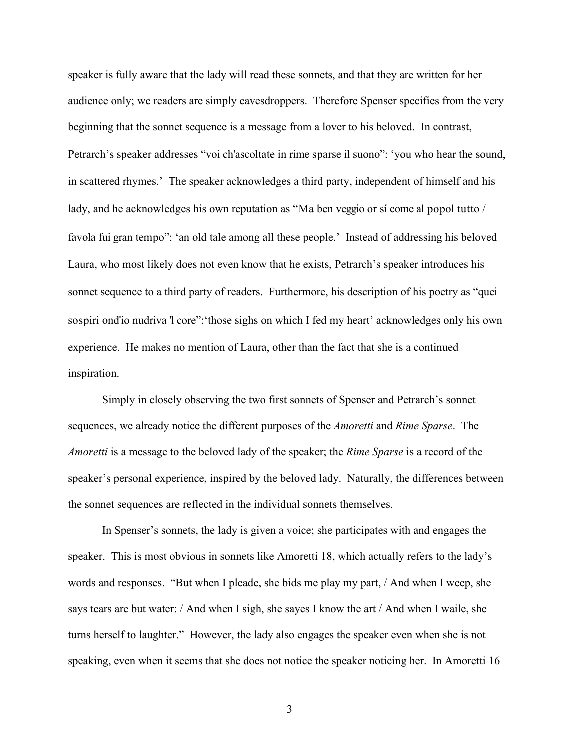speaker is fully aware that the lady will read these sonnets, and that they are written for her audience only; we readers are simply eavesdroppers. Therefore Spenser specifies from the very beginning that the sonnet sequence is a message from a lover to his beloved. In contrast, Petrarch's speaker addresses "voi ch'ascoltate in rime sparse il suono": 'you who hear the sound, in scattered rhymes.' The speaker acknowledges a third party, independent of himself and his lady, and he acknowledges his own reputation as "Ma ben veggio or sí come al popol tutto / favola fui gran tempo": 'an old tale among all these people.' Instead of addressing his beloved Laura, who most likely does not even know that he exists, Petrarch's speaker introduces his sonnet sequence to a third party of readers. Furthermore, his description of his poetry as "quei sospiri ond'io nudriva 'l core":'those sighs on which I fed my heart' acknowledges only his own experience. He makes no mention of Laura, other than the fact that she is a continued inspiration.

Simply in closely observing the two first sonnets of Spenser and Petrarch's sonnet sequences, we already notice the different purposes of the *Amoretti* and *Rime Sparse*. The *Amoretti* is a message to the beloved lady of the speaker; the *Rime Sparse* is a record of the speaker's personal experience, inspired by the beloved lady. Naturally, the differences between the sonnet sequences are reflected in the individual sonnets themselves.

In Spenser's sonnets, the lady is given a voice; she participates with and engages the speaker. This is most obvious in sonnets like Amoretti 18, which actually refers to the lady's words and responses. "But when I pleade, she bids me play my part, / And when I weep, she says tears are but water: / And when I sigh, she sayes I know the art / And when I waile, she turns herself to laughter." However, the lady also engages the speaker even when she is not speaking, even when it seems that she does not notice the speaker noticing her. In Amoretti 16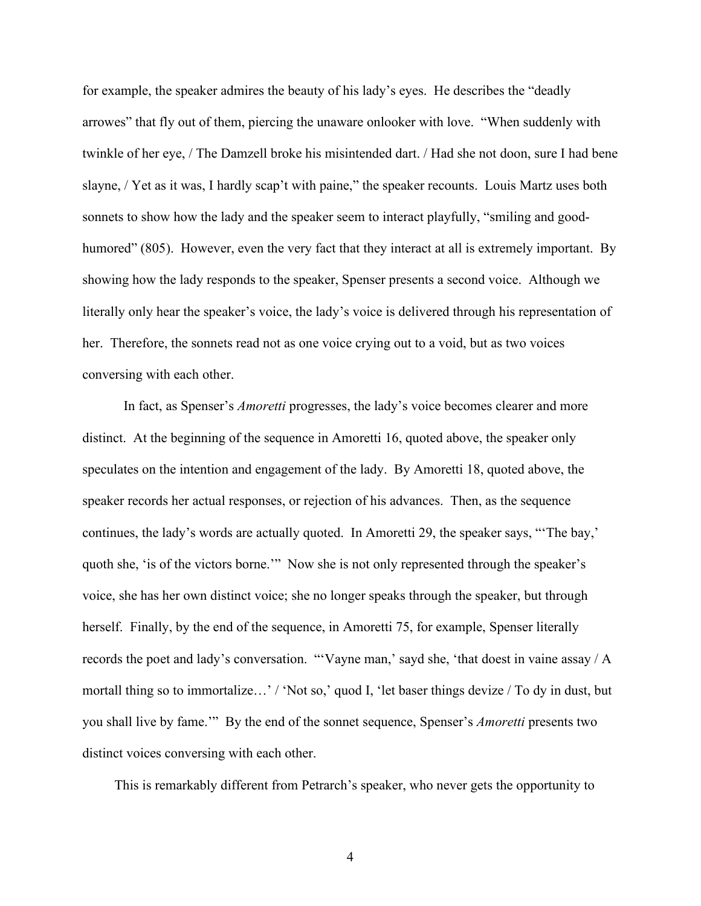for example, the speaker admires the beauty of his lady's eyes. He describes the "deadly arrowes" that fly out of them, piercing the unaware onlooker with love. "When suddenly with twinkle of her eye, / The Damzell broke his misintended dart. / Had she not doon, sure I had bene slayne, / Yet as it was, I hardly scap't with paine," the speaker recounts. Louis Martz uses both sonnets to show how the lady and the speaker seem to interact playfully, "smiling and good-humored" (805). However, even the very fact that they interact at all is extremely important. By showing how the lady responds to the speaker, Spenser presents a second voice. Although we literally only hear the speaker's voice, the lady's voice is delivered through his representation of her. Therefore, the sonnets read not as one voice crying out to a void, but as two voices conversing with each other.

In fact, as Spenser's *Amoretti* progresses, the lady's voice becomes clearer and more distinct. At the beginning of the sequence in Amoretti 16, quoted above, the speaker only speculates on the intention and engagement of the lady. By Amoretti 18, quoted above, the speaker records her actual responses, or rejection of his advances. Then, as the sequence continues, the lady's words are actually quoted. In Amoretti 29, the speaker says, "'The bay,' quoth she, 'is of the victors borne.'" Now she is not only represented through the speaker's voice, she has her own distinct voice; she no longer speaks through the speaker, but through herself. Finally, by the end of the sequence, in Amoretti 75, for example, Spenser literally records the poet and lady's conversation. "'Vayne man,' sayd she, 'that doest in vaine assay / A mortall thing so to immortalize…' / 'Not so,' quod I, 'let baser things devize / To dy in dust, but you shall live by fame.'" By the end of the sonnet sequence, Spenser's *Amoretti* presents two distinct voices conversing with each other.

This is remarkably different from Petrarch's speaker, who never gets the opportunity to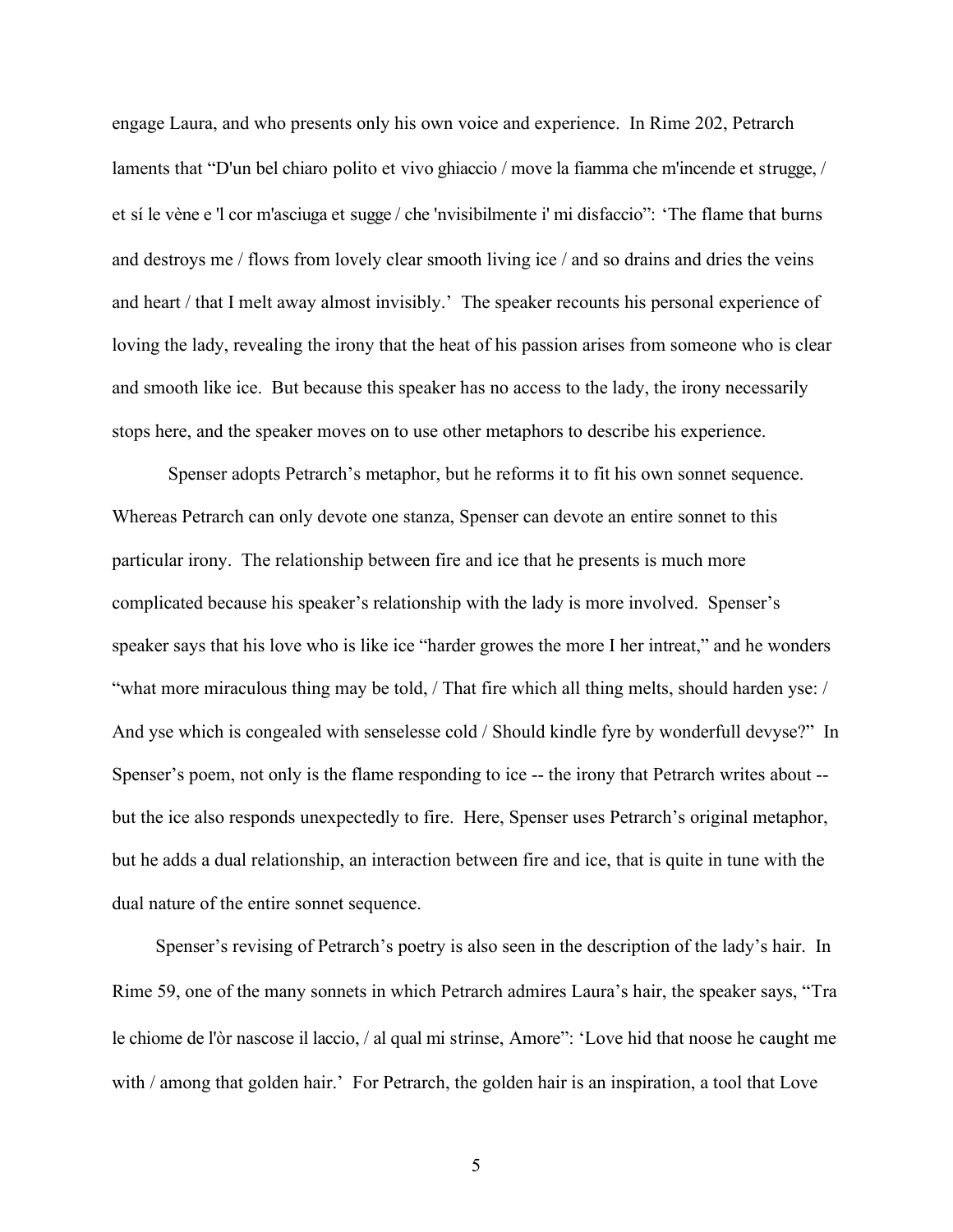engage Laura, and who presents only his own voice and experience. In Rime 202, Petrarch laments that "D'un bel chiaro polito et vivo ghiaccio / move la fiamma che m'incende et strugge, / et sí le vène e 'l cor m'asciuga et sugge / che 'nvisibilmente i' mi disfaccio": 'The flame that burns and destroys me / flows from lovely clear smooth living ice / and so drains and dries the veins and heart / that I melt away almost invisibly.' The speaker recounts his personal experience of loving the lady, revealing the irony that the heat of his passion arises from someone who is clear and smooth like ice. But because this speaker has no access to the lady, the irony necessarily stops here, and the speaker moves on to use other metaphors to describe his experience.

Spenser adopts Petrarch's metaphor, but he reforms it to fit his own sonnet sequence. Whereas Petrarch can only devote one stanza, Spenser can devote an entire sonnet to this particular irony. The relationship between fire and ice that he presents is much more complicated because his speaker's relationship with the lady is more involved. Spenser's speaker says that his love who is like ice "harder growes the more I her intreat," and he wonders "what more miraculous thing may be told, / That fire which all thing melts, should harden yse: / And yse which is congealed with senselesse cold / Should kindle fyre by wonderfull devyse?" In Spenser's poem, not only is the flame responding to ice -- the irony that Petrarch writes about -- but the ice also responds unexpectedly to fire. Here, Spenser uses Petrarch's original metaphor, but he adds a dual relationship, an interaction between fire and ice, that is quite in tune with the dual nature of the entire sonnet sequence.

Spenser's revising of Petrarch's poetry is also seen in the description of the lady's hair. In Rime 59, one of the many sonnets in which Petrarch admires Laura's hair, the speaker says, "Tra le chiome de l'òr nascose il laccio, / al qual mi strinse, Amore": 'Love hid that noose he caught me with / among that golden hair.' For Petrarch, the golden hair is an inspiration, a tool that Love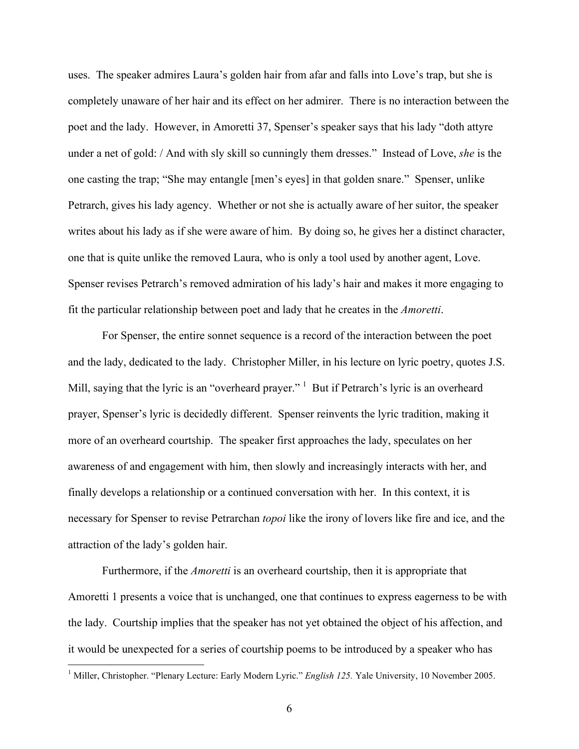uses. The speaker admires Laura's golden hair from afar and falls into Love's trap, but she is completely unaware of her hair and its effect on her admirer. There is no interaction between the poet and the lady. However, in Amoretti 37, Spenser's speaker says that his lady "doth attyre under a net of gold: / And with sly skill so cunningly them dresses." Instead of Love, *she* is the one casting the trap; "She may entangle [men's eyes] in that golden snare." Spenser, unlike Petrarch, gives his lady agency. Whether or not she is actually aware of her suitor, the speaker writes about his lady as if she were aware of him. By doing so, he gives her a distinct character, one that is quite unlike the removed Laura, who is only a tool used by another agent, Love. Spenser revises Petrarch's removed admiration of his lady's hair and makes it more engaging to fit the particular relationship between poet and lady that he creates in the *Amoretti*.

For Spenser, the entire sonnet sequence is a record of the interaction between the poet and the lady, dedicated to the lady. Christopher Miller, in his lecture on lyric poetry, quotes J.S. Mill, saying that the lyric is an "overheard prayer." [1] But if Petrarch's lyric is an overheard prayer, Spenser's lyric is decidedly different. Spenser reinvents the lyric tradition, making it more of an overheard courtship. The speaker first approaches the lady, speculates on her awareness of and engagement with him, then slowly and increasingly interacts with her, and finally develops a relationship or a continued conversation with her. In this context, it is necessary for Spenser to revise Petrarchan *topoi* like the irony of lovers like fire and ice, and the attraction of the lady's golden hair.

Furthermore, if the *Amoretti* is an overheard courtship, then it is appropriate that Amoretti 1 presents a voice that is unchanged, one that continues to express eagerness to be with the lady. Courtship implies that the speaker has not yet obtained the object of his affection, and it would be unexpected for a series of courtship poems to be introduced by a speaker who has

---

[1] Miller, Christopher. "Plenary Lecture: Early Modern Lyric." *English 125.* Yale University, 10 November 2005.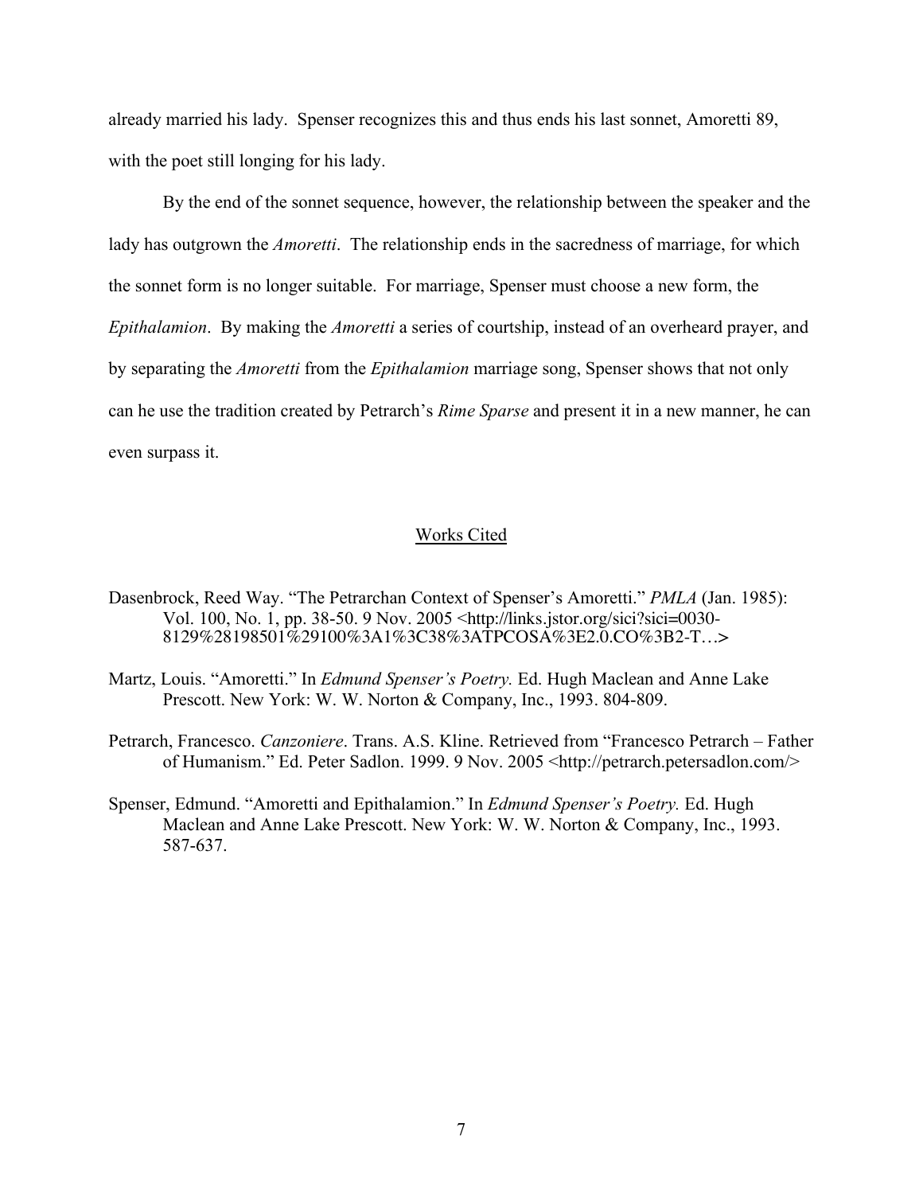already married his lady. Spenser recognizes this and thus ends his last sonnet, Amoretti 89, with the poet still longing for his lady.

By the end of the sonnet sequence, however, the relationship between the speaker and the lady has outgrown the *Amoretti*. The relationship ends in the sacredness of marriage, for which the sonnet form is no longer suitable. For marriage, Spenser must choose a new form, the *Epithalamion*. By making the *Amoretti* a series of courtship, instead of an overheard prayer, and by separating the *Amoretti* from the *Epithalamion* marriage song, Spenser shows that not only can he use the tradition created by Petrarch's *Rime Sparse* and present it in a new manner, he can even surpass it.

## Works Cited

Dasenbrock, Reed Way. "The Petrarchan Context of Spenser's Amoretti." *PMLA* (Jan. 1985): Vol. 100, No. 1, pp. 38-50. 9 Nov. 2005 <http://links.jstor.org/sici?sici=0030-8129%28198501%29100%3A1%3C38%3ATPCOSA%3E2.0.CO%3B2-T…>

Martz, Louis. "Amoretti." In *Edmund Spenser's Poetry.* Ed. Hugh Maclean and Anne Lake Prescott. New York: W. W. Norton & Company, Inc., 1993. 804-809.

Petrarch, Francesco. *Canzoniere*. Trans. A.S. Kline. Retrieved from "Francesco Petrarch – Father of Humanism." Ed. Peter Sadlon. 1999. 9 Nov. 2005 <http://petrarch.petersadlon.com/>

Spenser, Edmund. "Amoretti and Epithalamion." In *Edmund Spenser's Poetry.* Ed. Hugh Maclean and Anne Lake Prescott. New York: W. W. Norton & Company, Inc., 1993. 587-637.